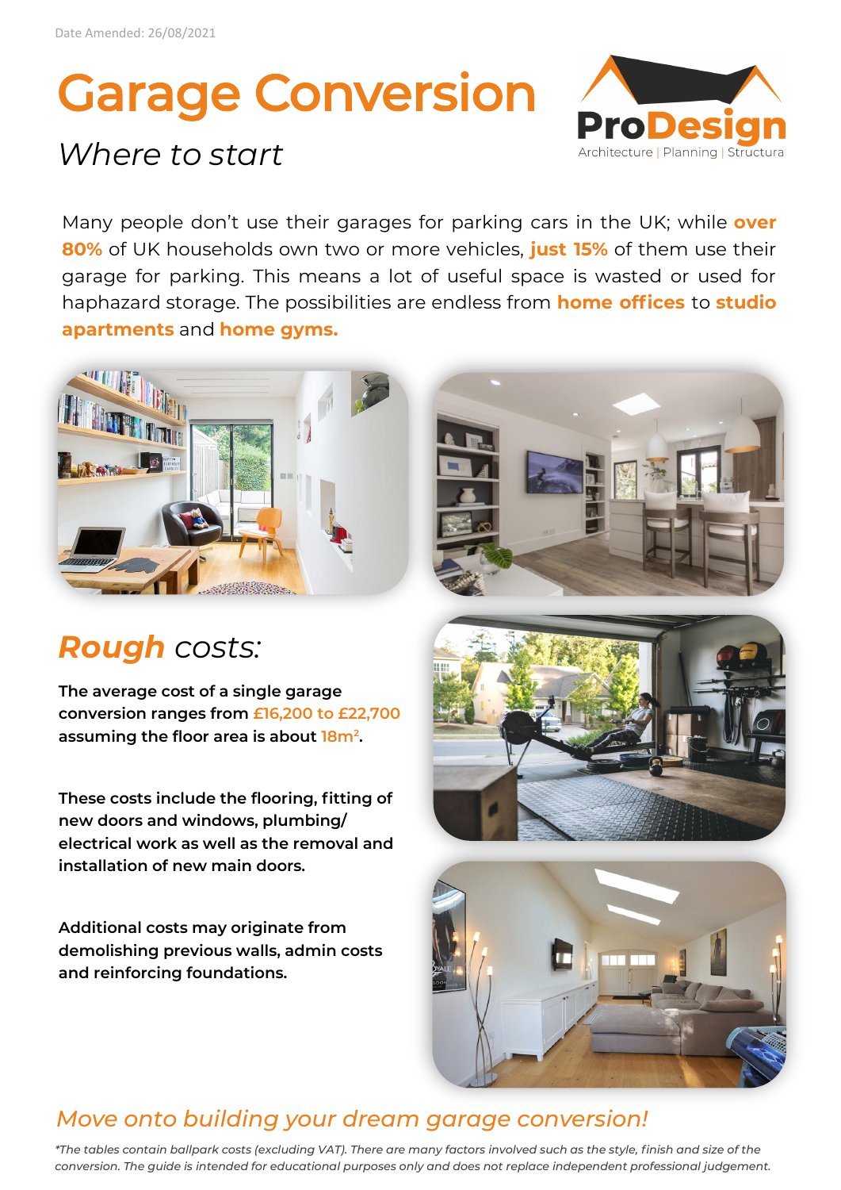Date Amended: 26/08/2021

# Garage Conversion

*Where to start*

ProDesign
Architecture | Planning | Structural

Many people don't use their garages for parking cars in the UK; while **over 80%** of UK households own two or more vehicles, **just 15%** of them use their garage for parking. This means a lot of useful space is wasted or used for haphazard storage. The possibilities are endless from **home offices** to **studio apartments** and **home gyms.**

## ***Rough*** *costs:*

**The average cost of a single garage conversion ranges from £16,200 to £22,700 assuming the floor area is about 18m$^2$.**

**These costs include the flooring, fitting of new doors and windows, plumbing/ electrical work as well as the removal and installation of new main doors.**

**Additional costs may originate from demolishing previous walls, admin costs and reinforcing foundations.**

## *Move onto building your dream garage conversion!*

*\*The tables contain ballpark costs (excluding VAT). There are many factors involved such as the style, finish and size of the conversion. The guide is intended for educational purposes only and does not replace independent professional judgement.*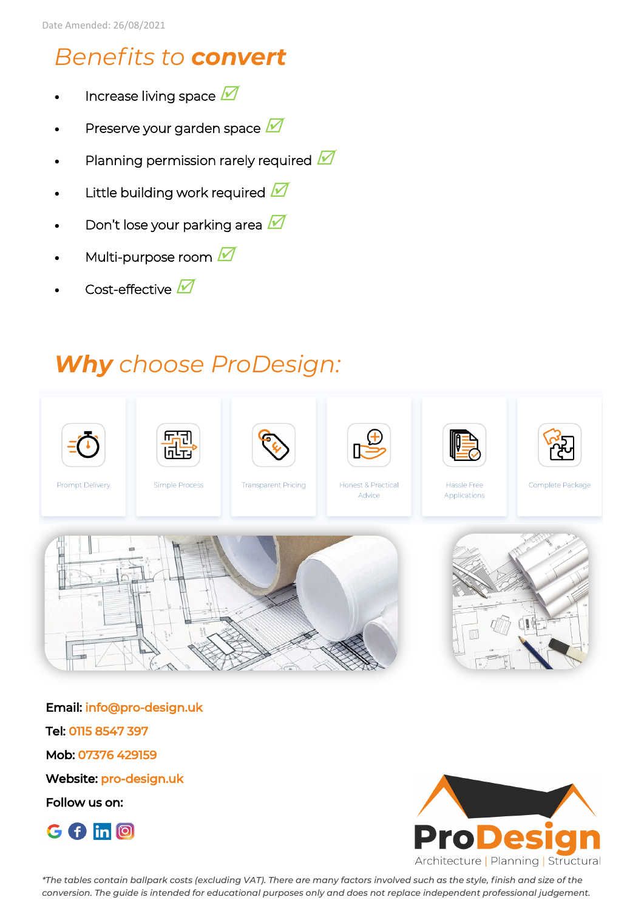Date Amended: 26/08/2021

## Benefits to **convert**

- Increase living space ☑
- Preserve your garden space ☑
- Planning permission rarely required ☑
- Little building work required ☑
- Don't lose your parking area ☑
- Multi-purpose room ☑
- Cost-effective ☑

## ***Why*** *choose ProDesign:*

Prompt Delivery

Simple Process

Transparent Pricing

Honest & Practical Advice

Hassle Free Applications

Complete Package

**Email:** info@pro-design.uk

**Tel:** 0115 8547 397

**Mob:** 07376 429159

**Website:** pro-design.uk

**Follow us on:**

ProDesign

Architecture | Planning | Structural

*\*The tables contain ballpark costs (excluding VAT). There are many factors involved such as the style, finish and size of the conversion. The guide is intended for educational purposes only and does not replace independent professional judgement.*